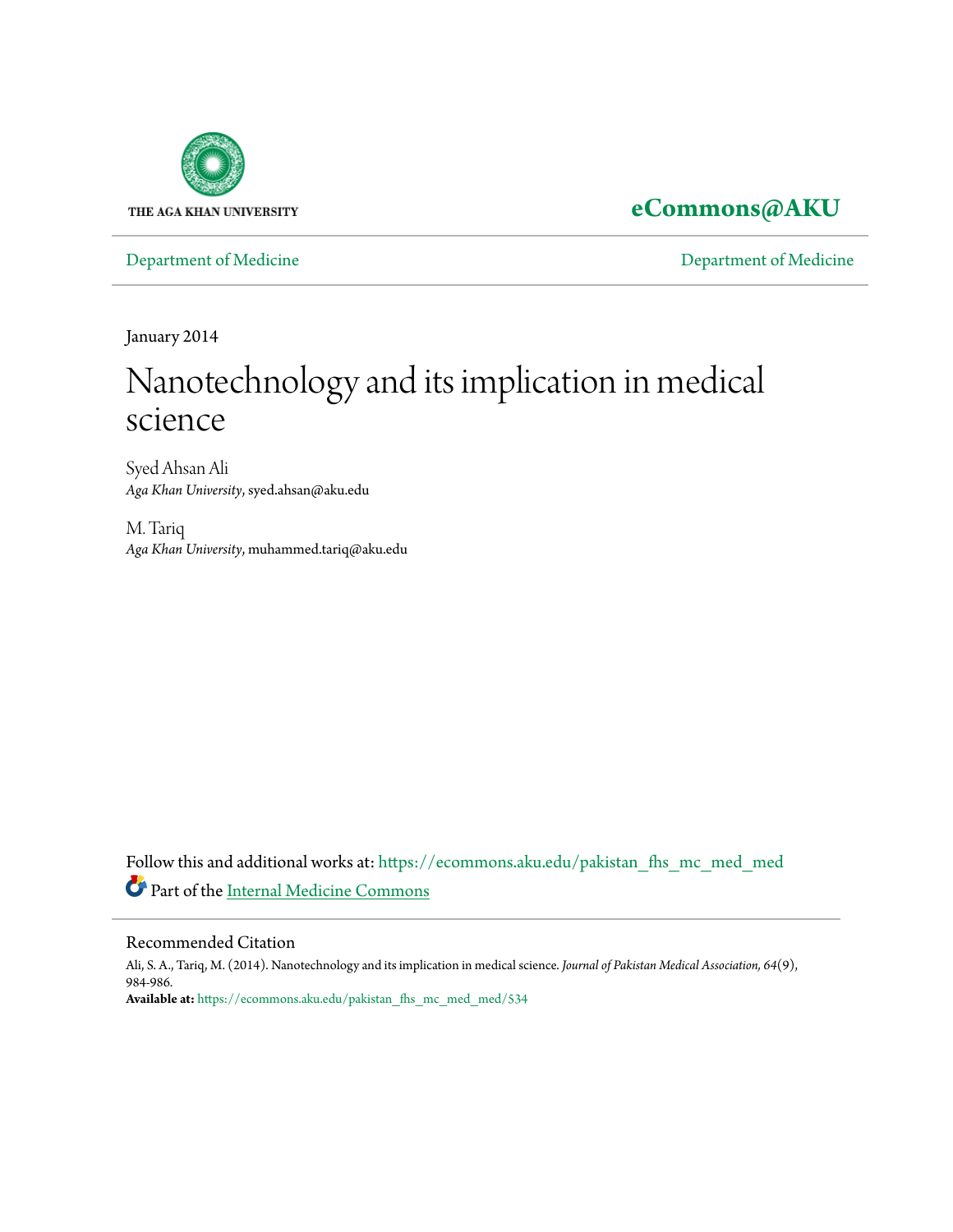THE AGA KHAN UNIVERSITY

**eCommons@AKU**

Department of Medicine | Department of Medicine

January 2014

# Nanotechnology and its implication in medical science

Syed Ahsan Ali
*Aga Khan University*, syed.ahsan@aku.edu

M. Tariq
*Aga Khan University*, muhammed.tariq@aku.edu

Follow this and additional works at: https://ecommons.aku.edu/pakistan_fhs_mc_med_med

Part of the Internal Medicine Commons

## Recommended Citation

Ali, S. A., Tariq, M. (2014). Nanotechnology and its implication in medical science. *Journal of Pakistan Medical Association, 64*(9), 984-986.

**Available at:** https://ecommons.aku.edu/pakistan_fhs_mc_med_med/534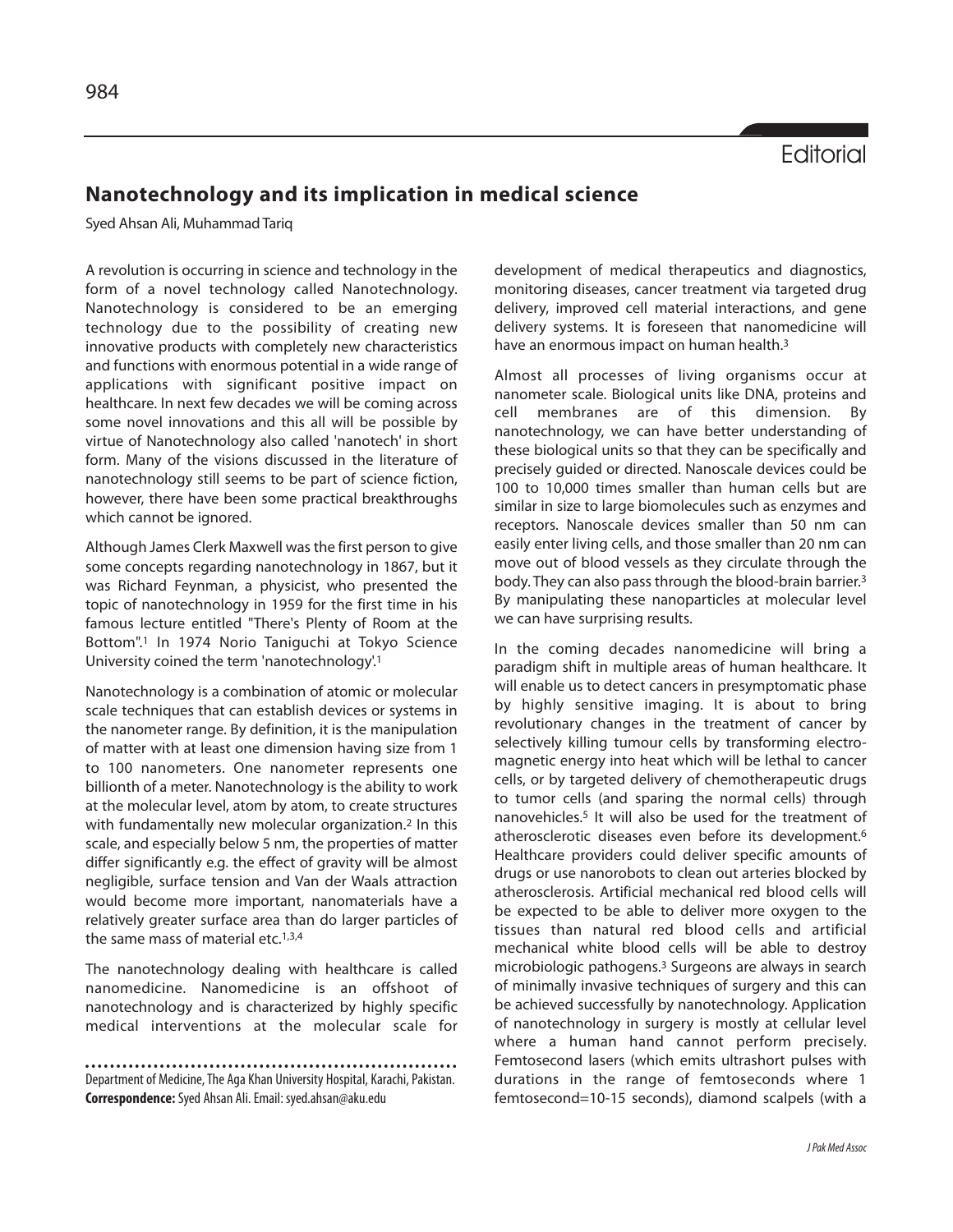Editorial

# Nanotechnology and its implication in medical science

Syed Ahsan Ali, Muhammad Tariq

A revolution is occurring in science and technology in the form of a novel technology called Nanotechnology. Nanotechnology is considered to be an emerging technology due to the possibility of creating new innovative products with completely new characteristics and functions with enormous potential in a wide range of applications with significant positive impact on healthcare. In next few decades we will be coming across some novel innovations and this all will be possible by virtue of Nanotechnology also called 'nanotech' in short form. Many of the visions discussed in the literature of nanotechnology still seems to be part of science fiction, however, there have been some practical breakthroughs which cannot be ignored.

Although James Clerk Maxwell was the first person to give some concepts regarding nanotechnology in 1867, but it was Richard Feynman, a physicist, who presented the topic of nanotechnology in 1959 for the first time in his famous lecture entitled "There's Plenty of Room at the Bottom".[1] In 1974 Norio Taniguchi at Tokyo Science University coined the term 'nanotechnology'.[1]

Nanotechnology is a combination of atomic or molecular scale techniques that can establish devices or systems in the nanometer range. By definition, it is the manipulation of matter with at least one dimension having size from 1 to 100 nanometers. One nanometer represents one billionth of a meter. Nanotechnology is the ability to work at the molecular level, atom by atom, to create structures with fundamentally new molecular organization.[2] In this scale, and especially below 5 nm, the properties of matter differ significantly e.g. the effect of gravity will be almost negligible, surface tension and Van der Waals attraction would become more important, nanomaterials have a relatively greater surface area than do larger particles of the same mass of material etc.[1,3,4]

The nanotechnology dealing with healthcare is called nanomedicine. Nanomedicine is an offshoot of nanotechnology and is characterized by highly specific medical interventions at the molecular scale for development of medical therapeutics and diagnostics, monitoring diseases, cancer treatment via targeted drug delivery, improved cell material interactions, and gene delivery systems. It is foreseen that nanomedicine will have an enormous impact on human health.[3]

Almost all processes of living organisms occur at nanometer scale. Biological units like DNA, proteins and cell membranes are of this dimension. By nanotechnology, we can have better understanding of these biological units so that they can be specifically and precisely guided or directed. Nanoscale devices could be 100 to 10,000 times smaller than human cells but are similar in size to large biomolecules such as enzymes and receptors. Nanoscale devices smaller than 50 nm can easily enter living cells, and those smaller than 20 nm can move out of blood vessels as they circulate through the body. They can also pass through the blood-brain barrier.[3] By manipulating these nanoparticles at molecular level we can have surprising results.

In the coming decades nanomedicine will bring a paradigm shift in multiple areas of human healthcare. It will enable us to detect cancers in presymptomatic phase by highly sensitive imaging. It is about to bring revolutionary changes in the treatment of cancer by selectively killing tumour cells by transforming electro-magnetic energy into heat which will be lethal to cancer cells, or by targeted delivery of chemotherapeutic drugs to tumor cells (and sparing the normal cells) through nanovehicles.[5] It will also be used for the treatment of atherosclerotic diseases even before its development.[6] Healthcare providers could deliver specific amounts of drugs or use nanorobots to clean out arteries blocked by atherosclerosis. Artificial mechanical red blood cells will be expected to be able to deliver more oxygen to the tissues than natural red blood cells and artificial mechanical white blood cells will be able to destroy microbiologic pathogens.[3] Surgeons are always in search of minimally invasive techniques of surgery and this can be achieved successfully by nanotechnology. Application of nanotechnology in surgery is mostly at cellular level where a human hand cannot perform precisely. Femtosecond lasers (which emits ultrashort pulses with durations in the range of femtoseconds where 1 femtosecond=$10^{-15}$ seconds), diamond scalpels (with a

Department of Medicine, The Aga Khan University Hospital, Karachi, Pakistan.
**Correspondence:** Syed Ahsan Ali. Email: syed.ahsan@aku.edu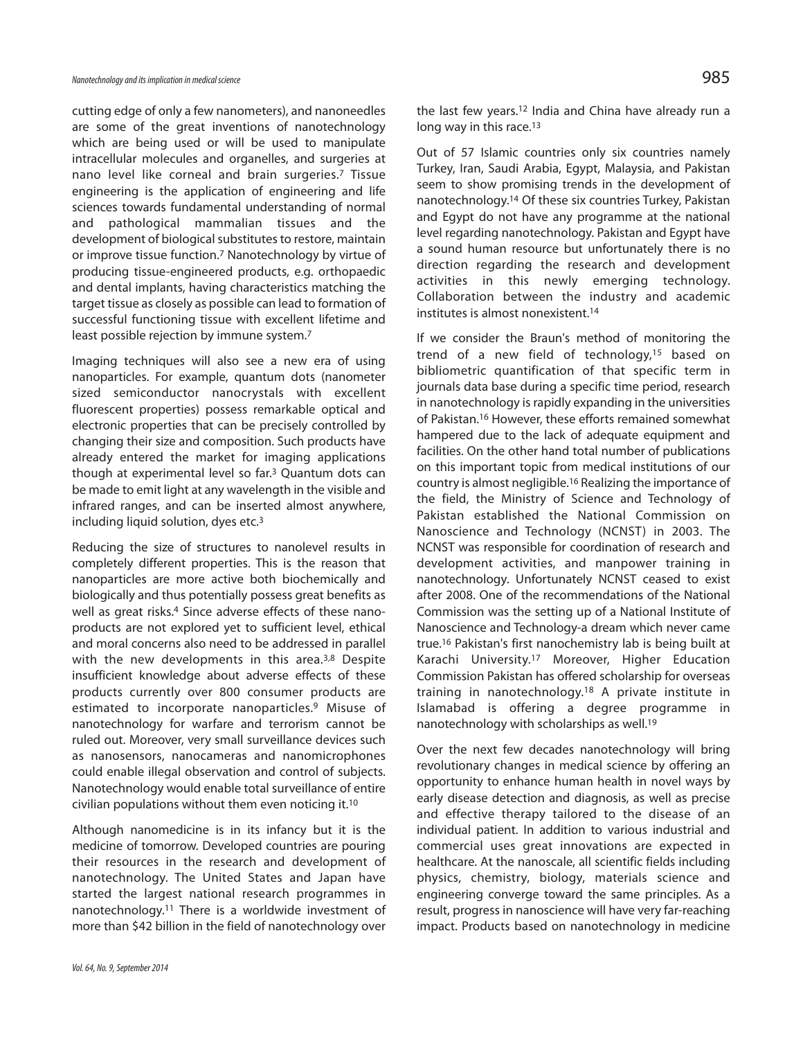cutting edge of only a few nanometers), and nanoneedles are some of the great inventions of nanotechnology which are being used or will be used to manipulate intracellular molecules and organelles, and surgeries at nano level like corneal and brain surgeries.[7] Tissue engineering is the application of engineering and life sciences towards fundamental understanding of normal and pathological mammalian tissues and the development of biological substitutes to restore, maintain or improve tissue function.[7] Nanotechnology by virtue of producing tissue-engineered products, e.g. orthopaedic and dental implants, having characteristics matching the target tissue as closely as possible can lead to formation of successful functioning tissue with excellent lifetime and least possible rejection by immune system.[7]

Imaging techniques will also see a new era of using nanoparticles. For example, quantum dots (nanometer sized semiconductor nanocrystals with excellent fluorescent properties) possess remarkable optical and electronic properties that can be precisely controlled by changing their size and composition. Such products have already entered the market for imaging applications though at experimental level so far.[3] Quantum dots can be made to emit light at any wavelength in the visible and infrared ranges, and can be inserted almost anywhere, including liquid solution, dyes etc.[3]

Reducing the size of structures to nanolevel results in completely different properties. This is the reason that nanoparticles are more active both biochemically and biologically and thus potentially possess great benefits as well as great risks.[4] Since adverse effects of these nano-products are not explored yet to sufficient level, ethical and moral concerns also need to be addressed in parallel with the new developments in this area.[3,8] Despite insufficient knowledge about adverse effects of these products currently over 800 consumer products are estimated to incorporate nanoparticles.[9] Misuse of nanotechnology for warfare and terrorism cannot be ruled out. Moreover, very small surveillance devices such as nanosensors, nanocameras and nanomicrophones could enable illegal observation and control of subjects. Nanotechnology would enable total surveillance of entire civilian populations without them even noticing it.[10]

Although nanomedicine is in its infancy but it is the medicine of tomorrow. Developed countries are pouring their resources in the research and development of nanotechnology. The United States and Japan have started the largest national research programmes in nanotechnology.[11] There is a worldwide investment of more than $42 billion in the field of nanotechnology over the last few years.[12] India and China have already run a long way in this race.[13]

Out of 57 Islamic countries only six countries namely Turkey, Iran, Saudi Arabia, Egypt, Malaysia, and Pakistan seem to show promising trends in the development of nanotechnology.[14] Of these six countries Turkey, Pakistan and Egypt do not have any programme at the national level regarding nanotechnology. Pakistan and Egypt have a sound human resource but unfortunately there is no direction regarding the research and development activities in this newly emerging technology. Collaboration between the industry and academic institutes is almost nonexistent.[14]

If we consider the Braun's method of monitoring the trend of a new field of technology,[15] based on bibliometric quantification of that specific term in journals data base during a specific time period, research in nanotechnology is rapidly expanding in the universities of Pakistan.[16] However, these efforts remained somewhat hampered due to the lack of adequate equipment and facilities. On the other hand total number of publications on this important topic from medical institutions of our country is almost negligible.[16] Realizing the importance of the field, the Ministry of Science and Technology of Pakistan established the National Commission on Nanoscience and Technology (NCNST) in 2003. The NCNST was responsible for coordination of research and development activities, and manpower training in nanotechnology. Unfortunately NCNST ceased to exist after 2008. One of the recommendations of the National Commission was the setting up of a National Institute of Nanoscience and Technology-a dream which never came true.[16] Pakistan's first nanochemistry lab is being built at Karachi University.[17] Moreover, Higher Education Commission Pakistan has offered scholarship for overseas training in nanotechnology.[18] A private institute in Islamabad is offering a degree programme in nanotechnology with scholarships as well.[19]

Over the next few decades nanotechnology will bring revolutionary changes in medical science by offering an opportunity to enhance human health in novel ways by early disease detection and diagnosis, as well as precise and effective therapy tailored to the disease of an individual patient. In addition to various industrial and commercial uses great innovations are expected in healthcare. At the nanoscale, all scientific fields including physics, chemistry, biology, materials science and engineering converge toward the same principles. As a result, progress in nanoscience will have very far-reaching impact. Products based on nanotechnology in medicine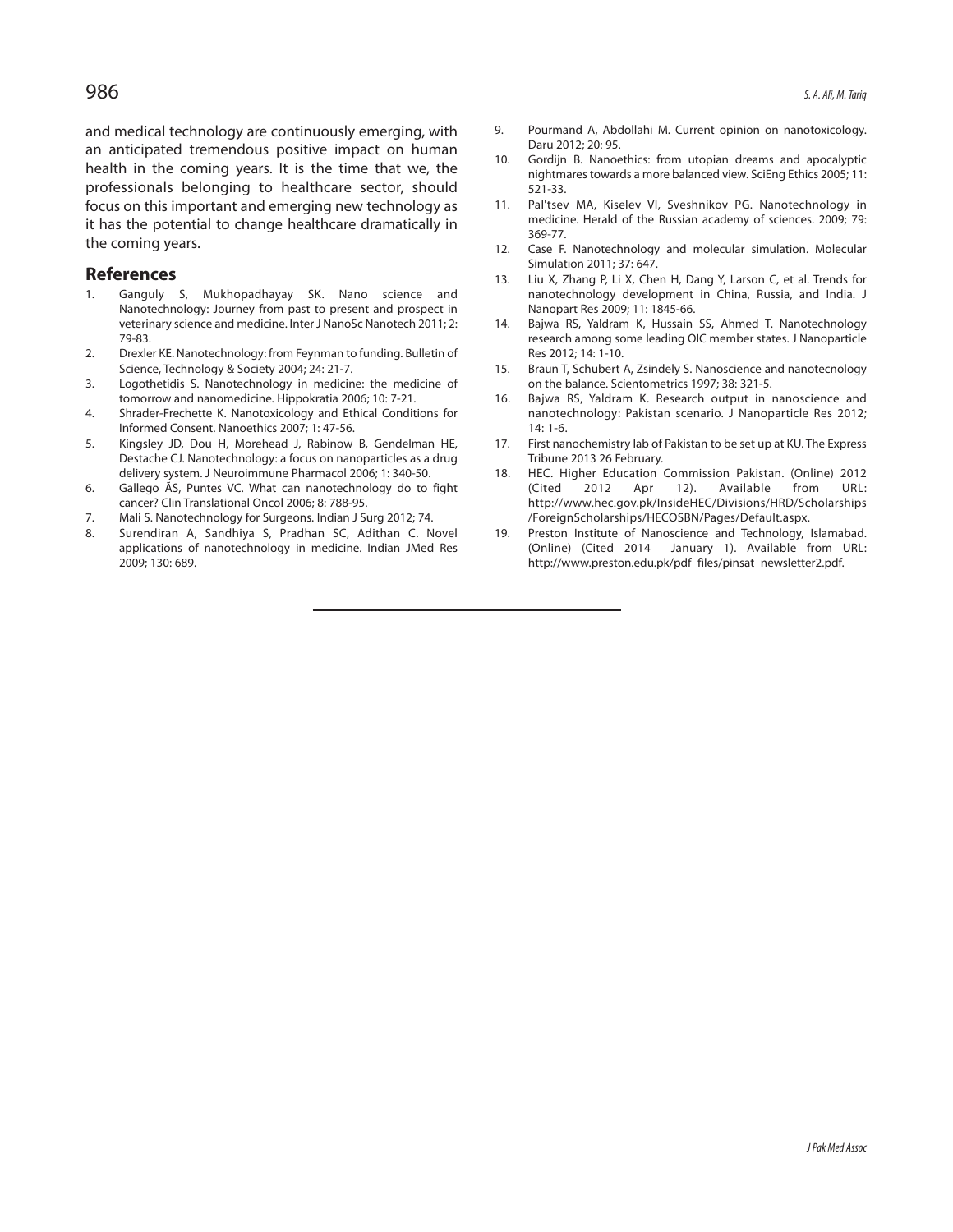and medical technology are continuously emerging, with an anticipated tremendous positive impact on human health in the coming years. It is the time that we, the professionals belonging to healthcare sector, should focus on this important and emerging new technology as it has the potential to change healthcare dramatically in the coming years.

## References

1. Ganguly S, Mukhopadhayay SK. Nano science and Nanotechnology: Journey from past to present and prospect in veterinary science and medicine. Inter J NanoSc Nanotech 2011; 2: 79-83.
2. Drexler KE. Nanotechnology: from Feynman to funding. Bulletin of Science, Technology & Society 2004; 24: 21-7.
3. Logothetidis S. Nanotechnology in medicine: the medicine of tomorrow and nanomedicine. Hippokratia 2006; 10: 7-21.
4. Shrader-Frechette K. Nanotoxicology and Ethical Conditions for Informed Consent. Nanoethics 2007; 1: 47-56.
5. Kingsley JD, Dou H, Morehead J, Rabinow B, Gendelman HE, Destache CJ. Nanotechnology: a focus on nanoparticles as a drug delivery system. J Neuroimmune Pharmacol 2006; 1: 340-50.
6. Gallego ÃS, Puntes VC. What can nanotechnology do to fight cancer? Clin Translational Oncol 2006; 8: 788-95.
7. Mali S. Nanotechnology for Surgeons. Indian J Surg 2012; 74.
8. Surendiran A, Sandhiya S, Pradhan SC, Adithan C. Novel applications of nanotechnology in medicine. Indian JMed Res 2009; 130: 689.
9. Pourmand A, Abdollahi M. Current opinion on nanotoxicology. Daru 2012; 20: 95.
10. Gordijn B. Nanoethics: from utopian dreams and apocalyptic nightmares towards a more balanced view. SciEng Ethics 2005; 11: 521-33.
11. Pal'tsev MA, Kiselev VI, Sveshnikov PG. Nanotechnology in medicine. Herald of the Russian academy of sciences. 2009; 79: 369-77.
12. Case F. Nanotechnology and molecular simulation. Molecular Simulation 2011; 37: 647.
13. Liu X, Zhang P, Li X, Chen H, Dang Y, Larson C, et al. Trends for nanotechnology development in China, Russia, and India. J Nanopart Res 2009; 11: 1845-66.
14. Bajwa RS, Yaldram K, Hussain SS, Ahmed T. Nanotechnology research among some leading OIC member states. J Nanoparticle Res 2012; 14: 1-10.
15. Braun T, Schubert A, Zsindely S. Nanoscience and nanotecnology on the balance. Scientometrics 1997; 38: 321-5.
16. Bajwa RS, Yaldram K. Research output in nanoscience and nanotechnology: Pakistan scenario. J Nanoparticle Res 2012; 14: 1-6.
17. First nanochemistry lab of Pakistan to be set up at KU. The Express Tribune 2013 26 February.
18. HEC. Higher Education Commission Pakistan. (Online) 2012 (Cited 2012 Apr 12). Available from URL: http://www.hec.gov.pk/InsideHEC/Divisions/HRD/Scholarships/ForeignScholarships/HECOSBN/Pages/Default.aspx.
19. Preston Institute of Nanoscience and Technology, Islamabad. (Online) (Cited 2014 January 1). Available from URL: http://www.preston.edu.pk/pdf_files/pinsat_newsletter2.pdf.